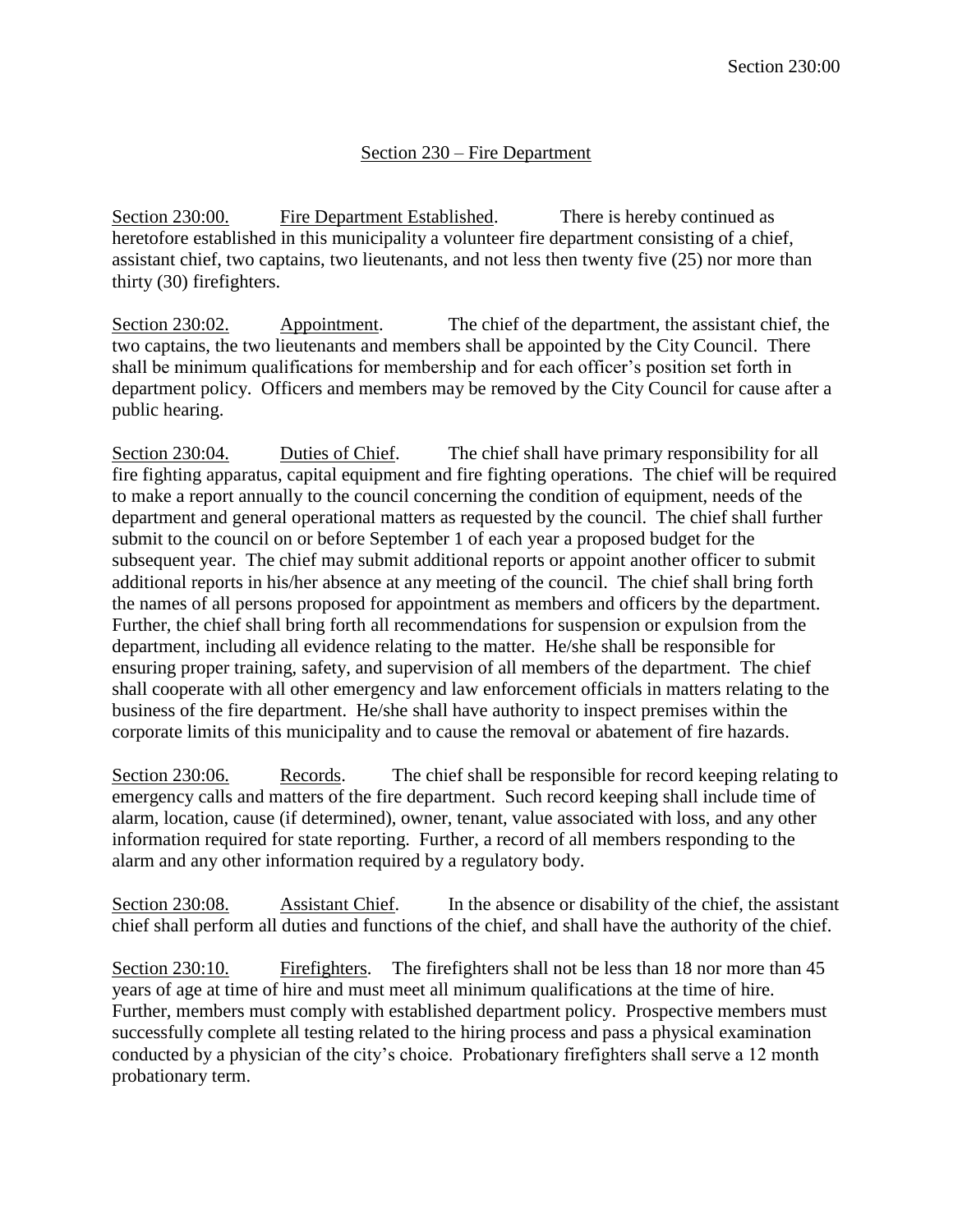## Section 230 – Fire Department

Section 230:00. Fire Department Established. There is hereby continued as heretofore established in this municipality a volunteer fire department consisting of a chief, assistant chief, two captains, two lieutenants, and not less then twenty five (25) nor more than thirty (30) firefighters.

Section 230:02. Appointment. The chief of the department, the assistant chief, the two captains, the two lieutenants and members shall be appointed by the City Council. There shall be minimum qualifications for membership and for each officer's position set forth in department policy. Officers and members may be removed by the City Council for cause after a public hearing.

Section 230:04. Duties of Chief. The chief shall have primary responsibility for all fire fighting apparatus, capital equipment and fire fighting operations. The chief will be required to make a report annually to the council concerning the condition of equipment, needs of the department and general operational matters as requested by the council. The chief shall further submit to the council on or before September 1 of each year a proposed budget for the subsequent year. The chief may submit additional reports or appoint another officer to submit additional reports in his/her absence at any meeting of the council. The chief shall bring forth the names of all persons proposed for appointment as members and officers by the department. Further, the chief shall bring forth all recommendations for suspension or expulsion from the department, including all evidence relating to the matter. He/she shall be responsible for ensuring proper training, safety, and supervision of all members of the department. The chief shall cooperate with all other emergency and law enforcement officials in matters relating to the business of the fire department. He/she shall have authority to inspect premises within the corporate limits of this municipality and to cause the removal or abatement of fire hazards.

Section 230:06. Records. The chief shall be responsible for record keeping relating to emergency calls and matters of the fire department. Such record keeping shall include time of alarm, location, cause (if determined), owner, tenant, value associated with loss, and any other information required for state reporting. Further, a record of all members responding to the alarm and any other information required by a regulatory body.

Section 230:08. Assistant Chief. In the absence or disability of the chief, the assistant chief shall perform all duties and functions of the chief, and shall have the authority of the chief.

Section 230:10. Firefighters. The firefighters shall not be less than 18 nor more than 45 years of age at time of hire and must meet all minimum qualifications at the time of hire. Further, members must comply with established department policy. Prospective members must successfully complete all testing related to the hiring process and pass a physical examination conducted by a physician of the city's choice. Probationary firefighters shall serve a 12 month probationary term.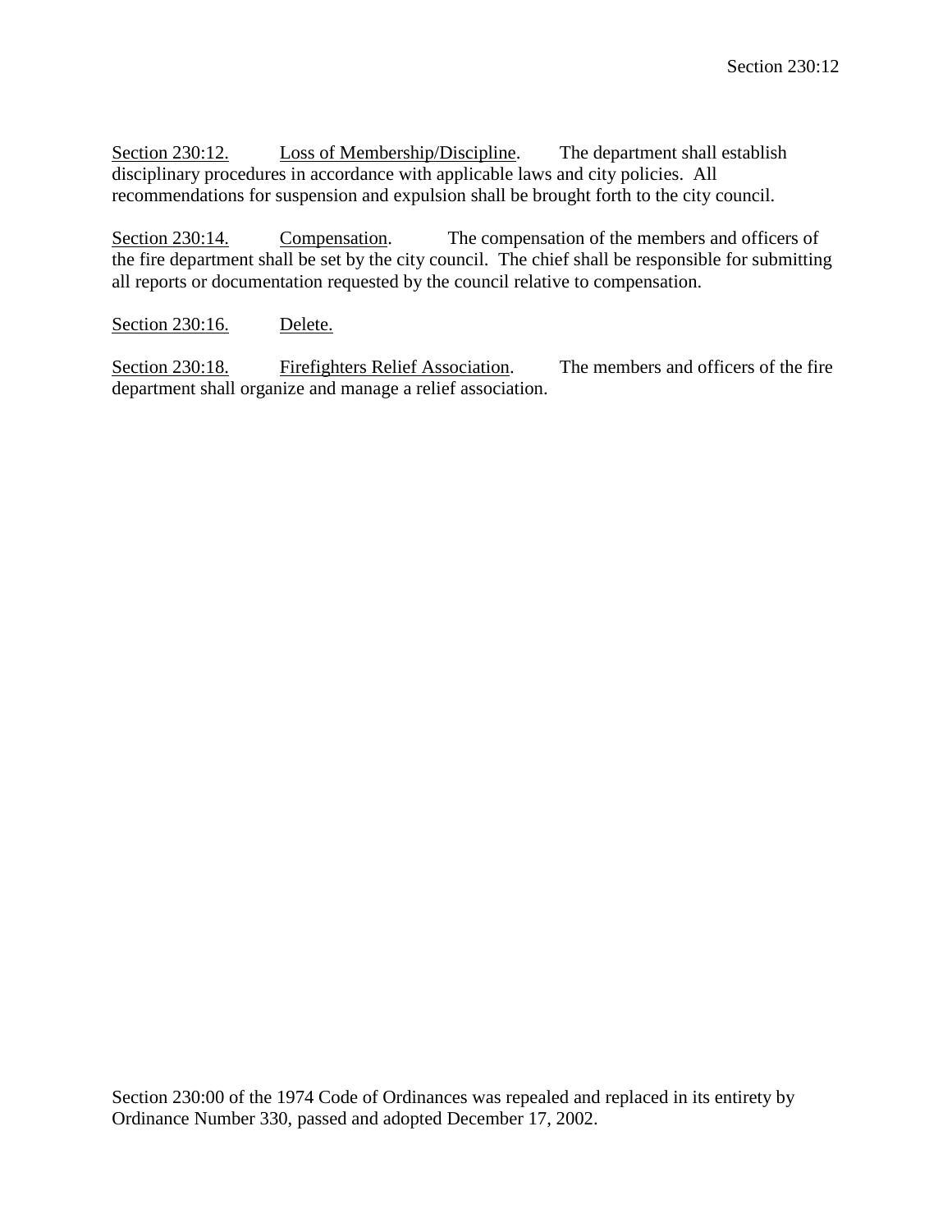Section 230:12. Loss of Membership/Discipline. The department shall establish disciplinary procedures in accordance with applicable laws and city policies. All recommendations for suspension and expulsion shall be brought forth to the city council.

Section 230:14. Compensation. The compensation of the members and officers of the fire department shall be set by the city council. The chief shall be responsible for submitting all reports or documentation requested by the council relative to compensation.

Section 230:16. Delete.

Section 230:18. Firefighters Relief Association. The members and officers of the fire department shall organize and manage a relief association.

Section 230:00 of the 1974 Code of Ordinances was repealed and replaced in its entirety by Ordinance Number 330, passed and adopted December 17, 2002.